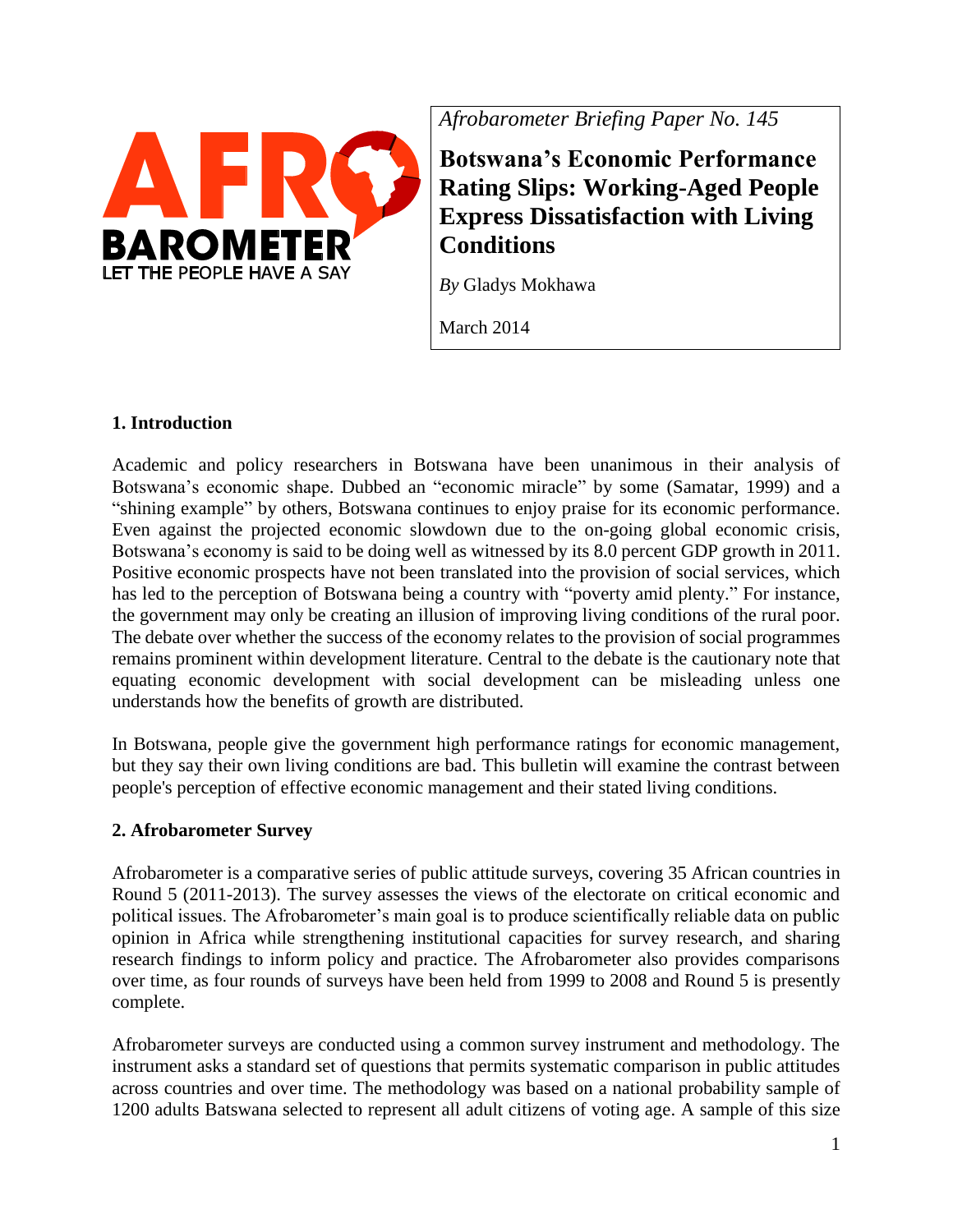*Afrobarometer Briefing Paper No. 145*

# Botswana's Economic Performance Rating Slips: Working-Aged People Express Dissatisfaction with Living Conditions

*By* Gladys Mokhawa

March 2014

## 1. Introduction

Academic and policy researchers in Botswana have been unanimous in their analysis of Botswana's economic shape. Dubbed an "economic miracle" by some (Samatar, 1999) and a "shining example" by others, Botswana continues to enjoy praise for its economic performance. Even against the projected economic slowdown due to the on-going global economic crisis, Botswana's economy is said to be doing well as witnessed by its 8.0 percent GDP growth in 2011. Positive economic prospects have not been translated into the provision of social services, which has led to the perception of Botswana being a country with "poverty amid plenty." For instance, the government may only be creating an illusion of improving living conditions of the rural poor. The debate over whether the success of the economy relates to the provision of social programmes remains prominent within development literature. Central to the debate is the cautionary note that equating economic development with social development can be misleading unless one understands how the benefits of growth are distributed.

In Botswana, people give the government high performance ratings for economic management, but they say their own living conditions are bad. This bulletin will examine the contrast between people's perception of effective economic management and their stated living conditions.

## 2. Afrobarometer Survey

Afrobarometer is a comparative series of public attitude surveys, covering 35 African countries in Round 5 (2011-2013). The survey assesses the views of the electorate on critical economic and political issues. The Afrobarometer's main goal is to produce scientifically reliable data on public opinion in Africa while strengthening institutional capacities for survey research, and sharing research findings to inform policy and practice. The Afrobarometer also provides comparisons over time, as four rounds of surveys have been held from 1999 to 2008 and Round 5 is presently complete.

Afrobarometer surveys are conducted using a common survey instrument and methodology. The instrument asks a standard set of questions that permits systematic comparison in public attitudes across countries and over time. The methodology was based on a national probability sample of 1200 adults Batswana selected to represent all adult citizens of voting age. A sample of this size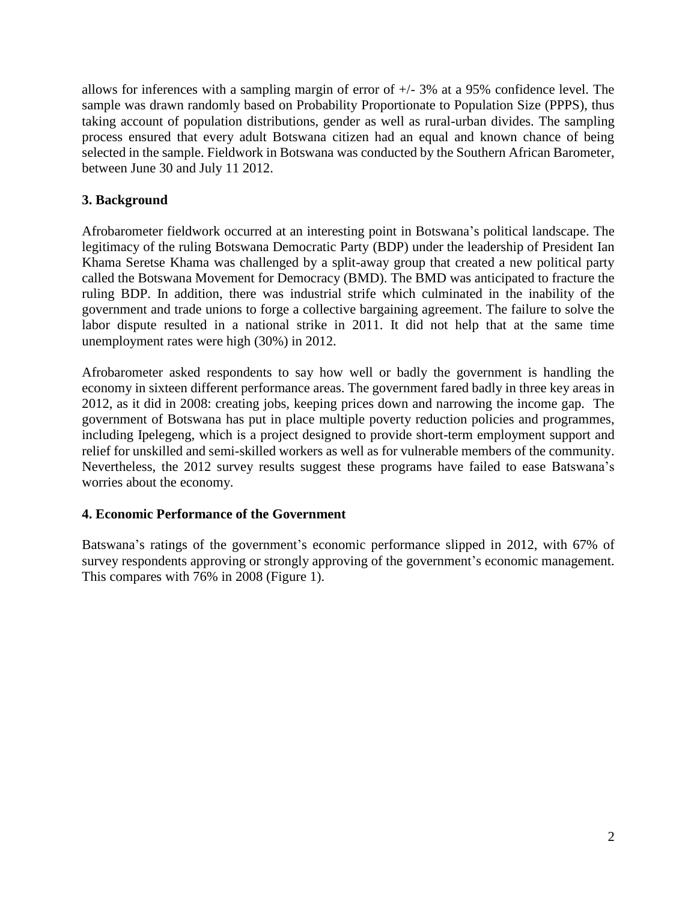allows for inferences with a sampling margin of error of +/- 3% at a 95% confidence level. The sample was drawn randomly based on Probability Proportionate to Population Size (PPPS), thus taking account of population distributions, gender as well as rural-urban divides. The sampling process ensured that every adult Botswana citizen had an equal and known chance of being selected in the sample. Fieldwork in Botswana was conducted by the Southern African Barometer, between June 30 and July 11 2012.

## 3. Background

Afrobarometer fieldwork occurred at an interesting point in Botswana's political landscape. The legitimacy of the ruling Botswana Democratic Party (BDP) under the leadership of President Ian Khama Seretse Khama was challenged by a split-away group that created a new political party called the Botswana Movement for Democracy (BMD). The BMD was anticipated to fracture the ruling BDP. In addition, there was industrial strife which culminated in the inability of the government and trade unions to forge a collective bargaining agreement. The failure to solve the labor dispute resulted in a national strike in 2011. It did not help that at the same time unemployment rates were high (30%) in 2012.

Afrobarometer asked respondents to say how well or badly the government is handling the economy in sixteen different performance areas. The government fared badly in three key areas in 2012, as it did in 2008: creating jobs, keeping prices down and narrowing the income gap. The government of Botswana has put in place multiple poverty reduction policies and programmes, including Ipelegeng, which is a project designed to provide short-term employment support and relief for unskilled and semi-skilled workers as well as for vulnerable members of the community. Nevertheless, the 2012 survey results suggest these programs have failed to ease Batswana's worries about the economy.

## 4. Economic Performance of the Government

Batswana's ratings of the government's economic performance slipped in 2012, with 67% of survey respondents approving or strongly approving of the government's economic management. This compares with 76% in 2008 (Figure 1).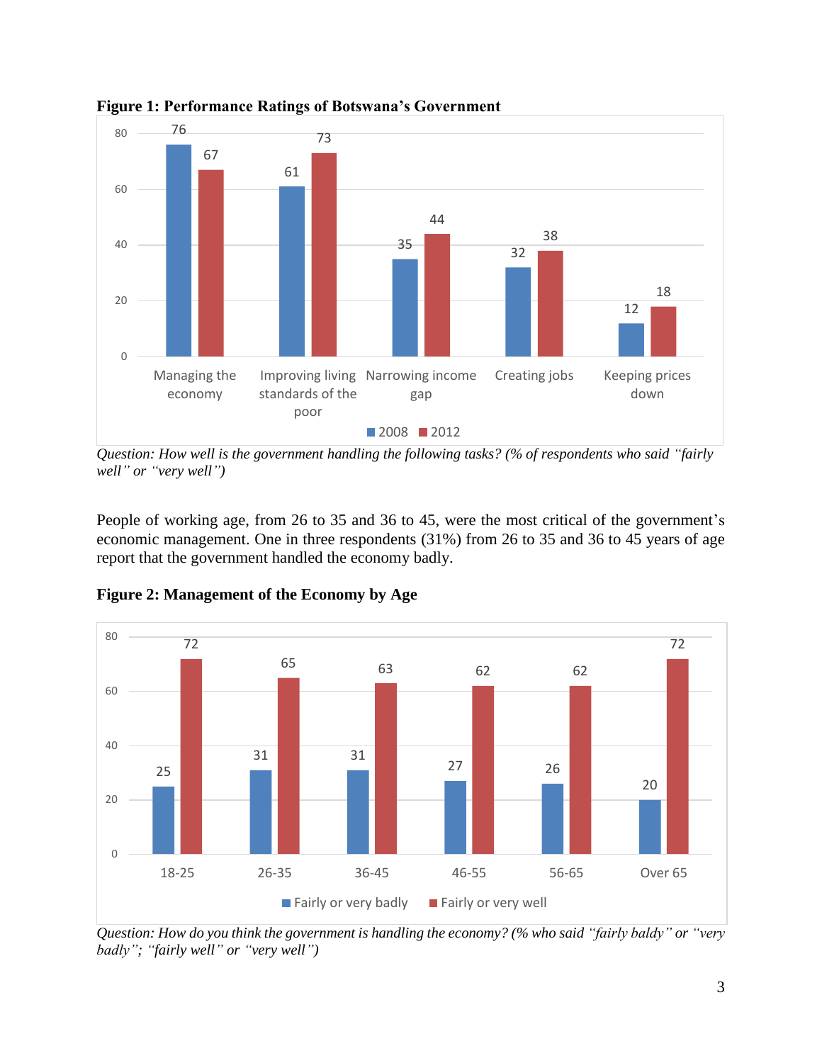**Figure 1: Performance Ratings of Botswana's Government**

| | 2008 | 2012 |
|---|---|---|
| Managing the economy | 76 | 67 |
| Improving living standards of the poor | 61 | 73 |
| Narrowing income gap | 35 | 44 |
| Creating jobs | 32 | 38 |
| Keeping prices down | 12 | 18 |

*Question: How well is the government handling the following tasks? (% of respondents who said "fairly well" or "very well")*

People of working age, from 26 to 35 and 36 to 45, were the most critical of the government's economic management. One in three respondents (31%) from 26 to 35 and 36 to 45 years of age report that the government handled the economy badly.

**Figure 2: Management of the Economy by Age**

| | Fairly or very badly | Fairly or very well |
|---|---|---|
| 18-25 | 25 | 72 |
| 26-35 | 31 | 65 |
| 36-45 | 31 | 63 |
| 46-55 | 27 | 62 |
| 56-65 | 26 | 62 |
| Over 65 | 20 | 72 |

*Question: How do you think the government is handling the economy? (% who said "fairly baldy" or "very badly"; "fairly well" or "very well")*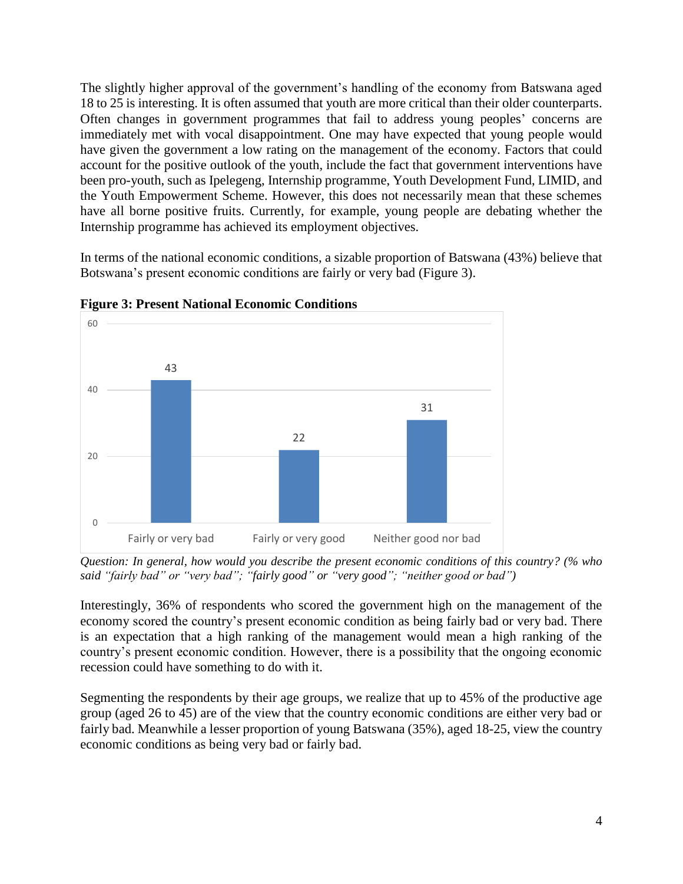The slightly higher approval of the government's handling of the economy from Batswana aged 18 to 25 is interesting. It is often assumed that youth are more critical than their older counterparts. Often changes in government programmes that fail to address young peoples' concerns are immediately met with vocal disappointment. One may have expected that young people would have given the government a low rating on the management of the economy. Factors that could account for the positive outlook of the youth, include the fact that government interventions have been pro-youth, such as Ipelegeng, Internship programme, Youth Development Fund, LIMID, and the Youth Empowerment Scheme. However, this does not necessarily mean that these schemes have all borne positive fruits. Currently, for example, young people are debating whether the Internship programme has achieved its employment objectives.

In terms of the national economic conditions, a sizable proportion of Batswana (43%) believe that Botswana's present economic conditions are fairly or very bad (Figure 3).

**Figure 3: Present National Economic Conditions**

| Response | % |
|---|---|
| Fairly or very bad | 43 |
| Fairly or very good | 22 |
| Neither good nor bad | 31 |

*Question: In general, how would you describe the present economic conditions of this country? (% who said "fairly bad" or "very bad"; "fairly good" or "very good"; "neither good or bad")*

Interestingly, 36% of respondents who scored the government high on the management of the economy scored the country's present economic condition as being fairly bad or very bad. There is an expectation that a high ranking of the management would mean a high ranking of the country's present economic condition. However, there is a possibility that the ongoing economic recession could have something to do with it.

Segmenting the respondents by their age groups, we realize that up to 45% of the productive age group (aged 26 to 45) are of the view that the country economic conditions are either very bad or fairly bad. Meanwhile a lesser proportion of young Batswana (35%), aged 18-25, view the country economic conditions as being very bad or fairly bad.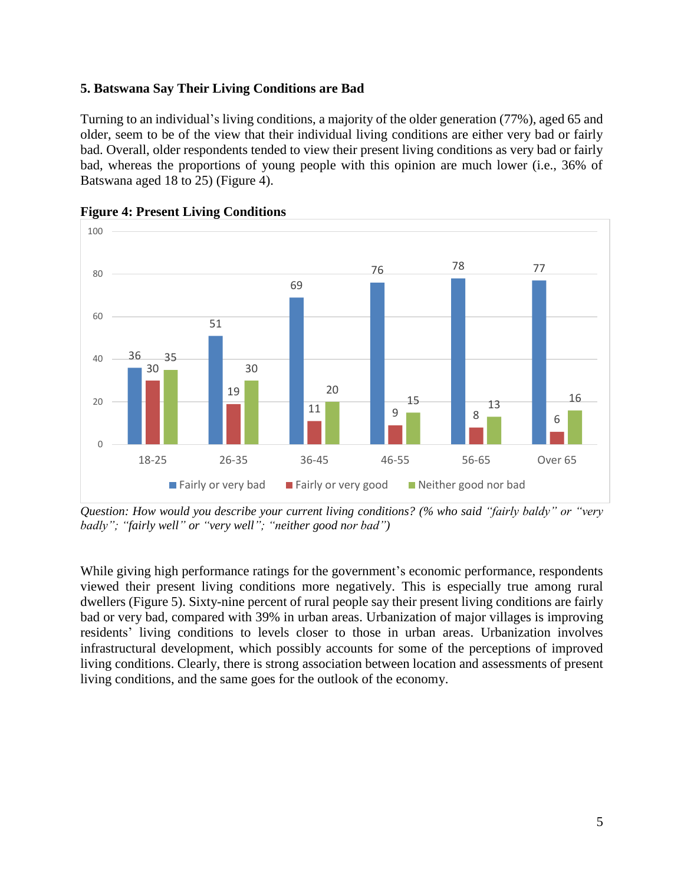**5. Batswana Say Their Living Conditions are Bad**

Turning to an individual's living conditions, a majority of the older generation (77%), aged 65 and older, seem to be of the view that their individual living conditions are either very bad or fairly bad. Overall, older respondents tended to view their present living conditions as very bad or fairly bad, whereas the proportions of young people with this opinion are much lower (i.e., 36% of Batswana aged 18 to 25) (Figure 4).

**Figure 4: Present Living Conditions**

| | 18-25 | 26-35 | 36-45 | 46-55 | 56-65 | Over 65 |
|---|---|---|---|---|---|---|
| Fairly or very bad | 36 | 51 | 69 | 76 | 78 | 77 |
| Fairly or very good | 30 | 19 | 11 | 9 | 8 | 6 |
| Neither good nor bad | 35 | 30 | 20 | 15 | 13 | 16 |

*Question: How would you describe your current living conditions? (% who said "fairly baldy" or "very badly"; "fairly well" or "very well"; "neither good nor bad")*

While giving high performance ratings for the government's economic performance, respondents viewed their present living conditions more negatively. This is especially true among rural dwellers (Figure 5). Sixty-nine percent of rural people say their present living conditions are fairly bad or very bad, compared with 39% in urban areas. Urbanization of major villages is improving residents' living conditions to levels closer to those in urban areas. Urbanization involves infrastructural development, which possibly accounts for some of the perceptions of improved living conditions. Clearly, there is strong association between location and assessments of present living conditions, and the same goes for the outlook of the economy.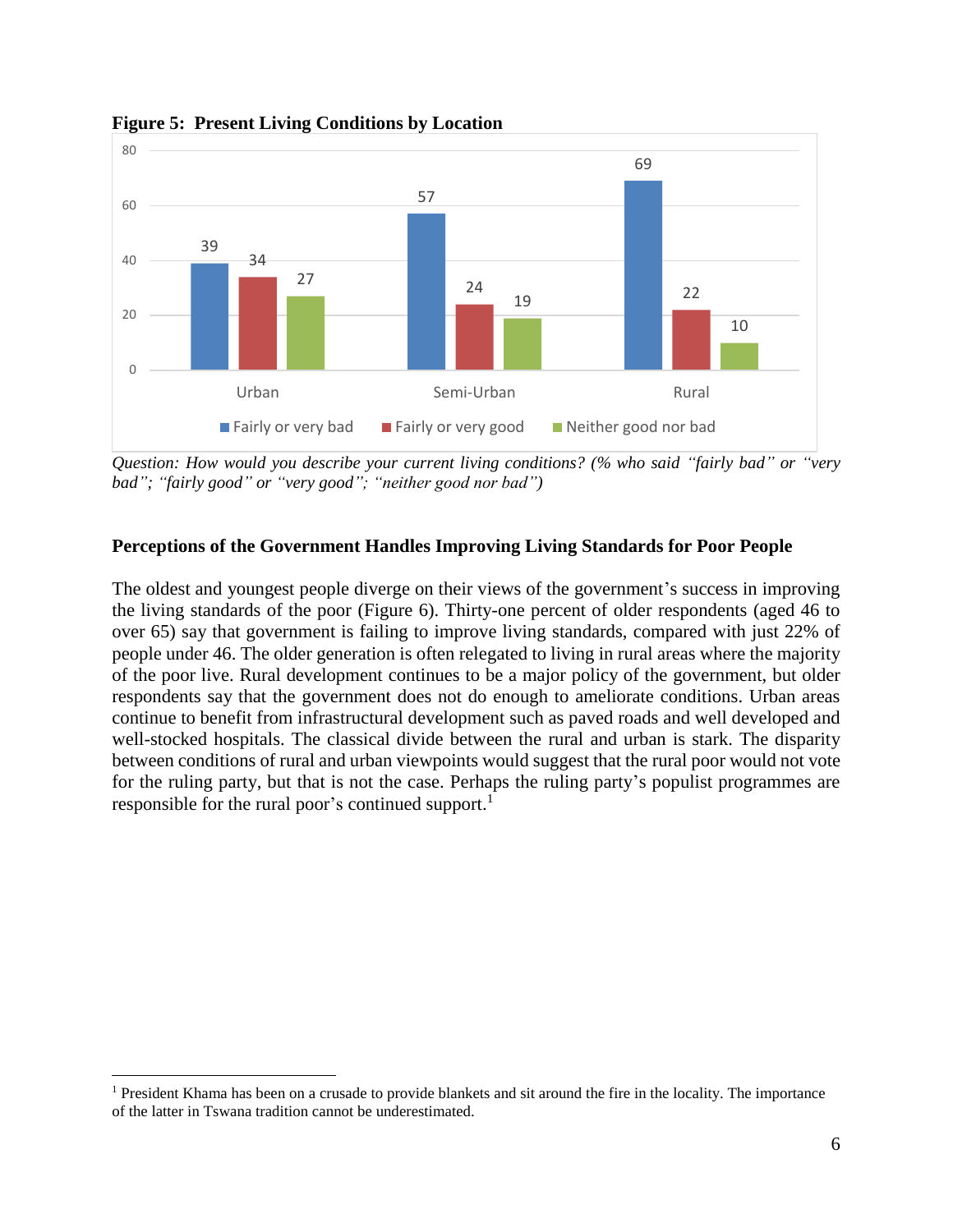**Figure 5: Present Living Conditions by Location**

| | Fairly or very bad | Fairly or very good | Neither good nor bad |
|---|---|---|---|
| Urban | 39 | 34 | 27 |
| Semi-Urban | 57 | 24 | 19 |
| Rural | 69 | 22 | 10 |

*Question: How would you describe your current living conditions? (% who said "fairly bad" or "very bad"; "fairly good" or "very good"; "neither good nor bad")*

### Perceptions of the Government Handles Improving Living Standards for Poor People

The oldest and youngest people diverge on their views of the government's success in improving the living standards of the poor (Figure 6). Thirty-one percent of older respondents (aged 46 to over 65) say that government is failing to improve living standards, compared with just 22% of people under 46. The older generation is often relegated to living in rural areas where the majority of the poor live. Rural development continues to be a major policy of the government, but older respondents say that the government does not do enough to ameliorate conditions. Urban areas continue to benefit from infrastructural development such as paved roads and well developed and well-stocked hospitals. The classical divide between the rural and urban is stark. The disparity between conditions of rural and urban viewpoints would suggest that the rural poor would not vote for the ruling party, but that is not the case. Perhaps the ruling party's populist programmes are responsible for the rural poor's continued support.[1]

[1] President Khama has been on a crusade to provide blankets and sit around the fire in the locality. The importance of the latter in Tswana tradition cannot be underestimated.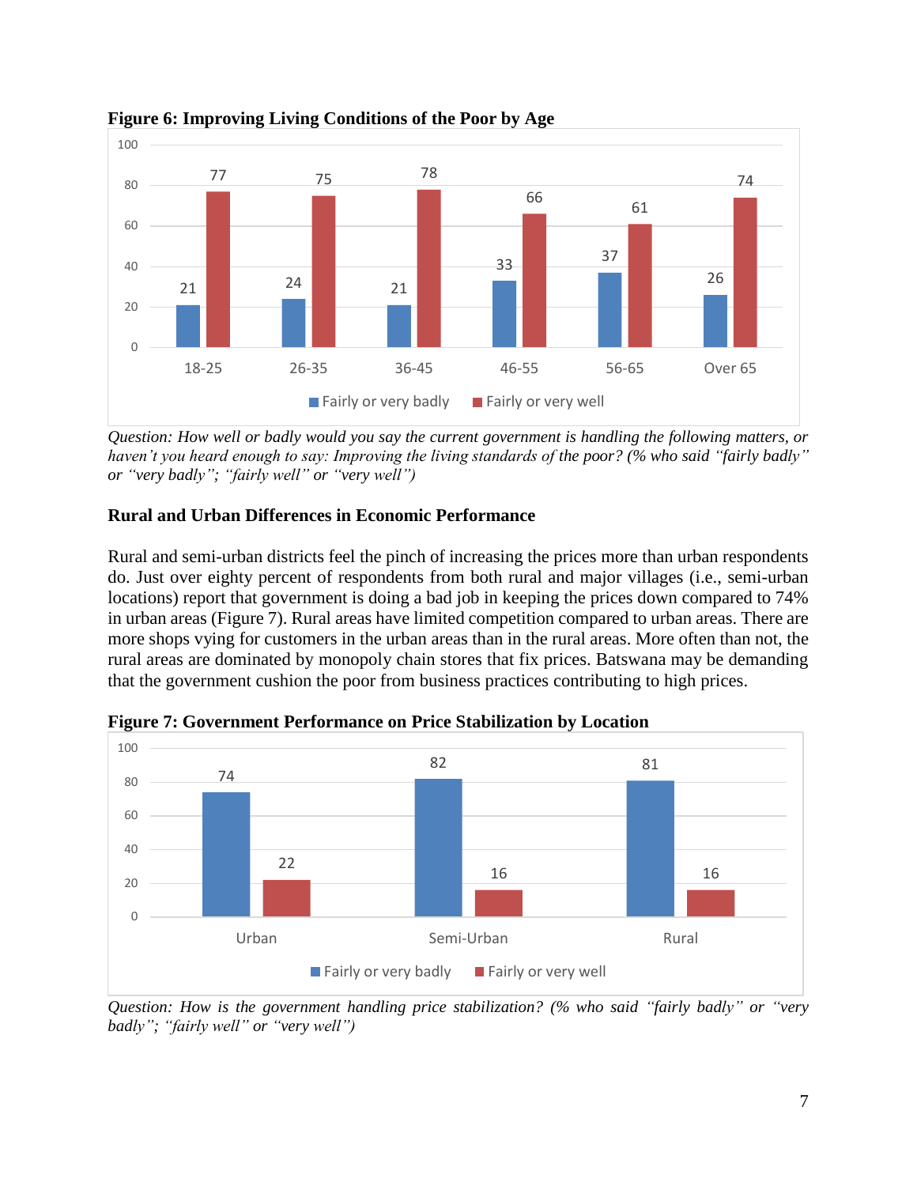**Figure 6: Improving Living Conditions of the Poor by Age**

| Age | Fairly or very badly | Fairly or very well |
|---|---|---|
| 18-25 | 21 | 77 |
| 26-35 | 24 | 75 |
| 36-45 | 21 | 78 |
| 46-55 | 33 | 66 |
| 56-65 | 37 | 61 |
| Over 65 | 26 | 74 |

*Question: How well or badly would you say the current government is handling the following matters, or haven't you heard enough to say: Improving the living standards of the poor? (% who said "fairly badly" or "very badly"; "fairly well" or "very well")*

## Rural and Urban Differences in Economic Performance

Rural and semi-urban districts feel the pinch of increasing the prices more than urban respondents do. Just over eighty percent of respondents from both rural and major villages (i.e., semi-urban locations) report that government is doing a bad job in keeping the prices down compared to 74% in urban areas (Figure 7). Rural areas have limited competition compared to urban areas. There are more shops vying for customers in the urban areas than in the rural areas. More often than not, the rural areas are dominated by monopoly chain stores that fix prices. Batswana may be demanding that the government cushion the poor from business practices contributing to high prices.

**Figure 7: Government Performance on Price Stabilization by Location**

| Location | Fairly or very badly | Fairly or very well |
|---|---|---|
| Urban | 74 | 22 |
| Semi-Urban | 82 | 16 |
| Rural | 81 | 16 |

*Question: How is the government handling price stabilization? (% who said "fairly badly" or "very badly"; "fairly well" or "very well")*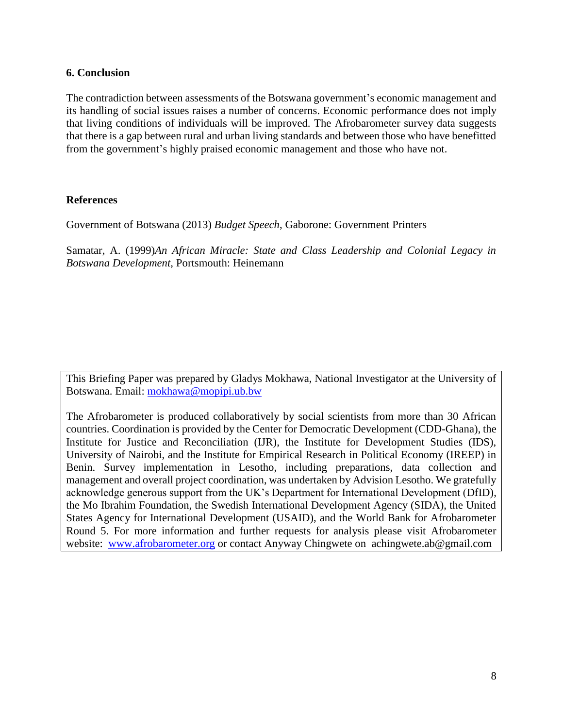## 6. Conclusion

The contradiction between assessments of the Botswana government's economic management and its handling of social issues raises a number of concerns. Economic performance does not imply that living conditions of individuals will be improved. The Afrobarometer survey data suggests that there is a gap between rural and urban living standards and between those who have benefitted from the government's highly praised economic management and those who have not.

## References

Government of Botswana (2013) *Budget Speech*, Gaborone: Government Printers

Samatar, A. (1999)*An African Miracle: State and Class Leadership and Colonial Legacy in Botswana Development*, Portsmouth: Heinemann

This Briefing Paper was prepared by Gladys Mokhawa, National Investigator at the University of Botswana. Email: mokhawa@mopipi.ub.bw

The Afrobarometer is produced collaboratively by social scientists from more than 30 African countries. Coordination is provided by the Center for Democratic Development (CDD-Ghana), the Institute for Justice and Reconciliation (IJR), the Institute for Development Studies (IDS), University of Nairobi, and the Institute for Empirical Research in Political Economy (IREEP) in Benin. Survey implementation in Lesotho, including preparations, data collection and management and overall project coordination, was undertaken by Advision Lesotho. We gratefully acknowledge generous support from the UK's Department for International Development (DfID), the Mo Ibrahim Foundation, the Swedish International Development Agency (SIDA), the United States Agency for International Development (USAID), and the World Bank for Afrobarometer Round 5. For more information and further requests for analysis please visit Afrobarometer website: www.afrobarometer.org or contact Anyway Chingwete on achingwete.ab@gmail.com